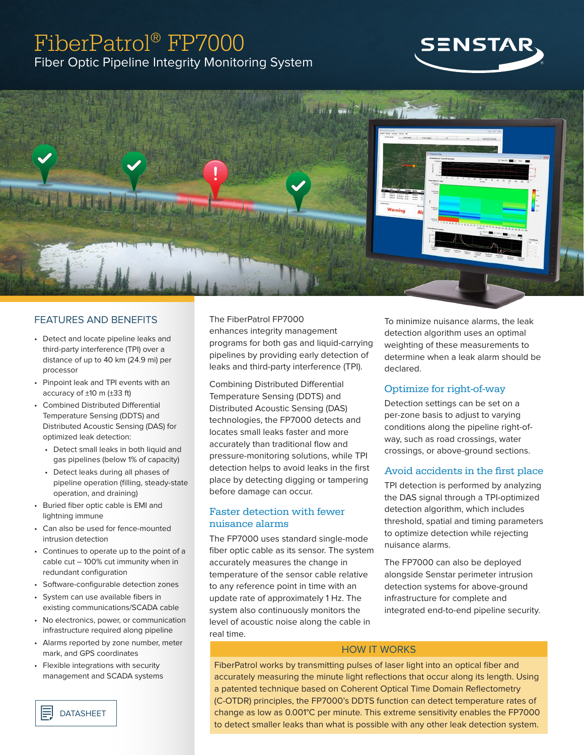# FiberPatrol® FP7000

Fiber Optic Pipeline Integrity Monitoring System

SENSTAR

## FEATURES AND BENEFITS

- Detect and locate pipeline leaks and third-party interference (TPI) over a distance of up to 40 km (24.9 mi) per processor
- Pinpoint leak and TPI events with an accuracy of ±10 m (±33 ft)
- Combined Distributed Differential Temperature Sensing (DDTS) and Distributed Acoustic Sensing (DAS) for optimized leak detection:
  - Detect small leaks in both liquid and gas pipelines (below 1% of capacity)
  - Detect leaks during all phases of pipeline operation (filling, steady-state operation, and draining)
- Buried fiber optic cable is EMI and lightning immune
- Can also be used for fence-mounted intrusion detection
- Continues to operate up to the point of a cable cut – 100% cut immunity when in redundant configuration
- Software-configurable detection zones
- System can use available fibers in existing communications/SCADA cable
- No electronics, power, or communication infrastructure required along pipeline
- Alarms reported by zone number, meter mark, and GPS coordinates
- Flexible integrations with security management and SCADA systems

DATASHEET

The FiberPatrol FP7000 enhances integrity management programs for both gas and liquid-carrying pipelines by providing early detection of leaks and third-party interference (TPI).

Combining Distributed Differential Temperature Sensing (DDTS) and Distributed Acoustic Sensing (DAS) technologies, the FP7000 detects and locates small leaks faster and more accurately than traditional flow and pressure-monitoring solutions, while TPI detection helps to avoid leaks in the first place by detecting digging or tampering before damage can occur.

## Faster detection with fewer nuisance alarms

The FP7000 uses standard single-mode fiber optic cable as its sensor. The system accurately measures the change in temperature of the sensor cable relative to any reference point in time with an update rate of approximately 1 Hz. The system also continuously monitors the level of acoustic noise along the cable in real time.

To minimize nuisance alarms, the leak detection algorithm uses an optimal weighting of these measurements to determine when a leak alarm should be declared.

## Optimize for right-of-way

Detection settings can be set on a per-zone basis to adjust to varying conditions along the pipeline right-of-way, such as road crossings, water crossings, or above-ground sections.

## Avoid accidents in the first place

TPI detection is performed by analyzing the DAS signal through a TPI-optimized detection algorithm, which includes threshold, spatial and timing parameters to optimize detection while rejecting nuisance alarms.

The FP7000 can also be deployed alongside Senstar perimeter intrusion detection systems for above-ground infrastructure for complete and integrated end-to-end pipeline security.

## HOW IT WORKS

FiberPatrol works by transmitting pulses of laser light into an optical fiber and accurately measuring the minute light reflections that occur along its length. Using a patented technique based on Coherent Optical Time Domain Reflectometry (C-OTDR) principles, the FP7000's DDTS function can detect temperature rates of change as low as 0.001°C per minute. This extreme sensitivity enables the FP7000 to detect smaller leaks than what is possible with any other leak detection system.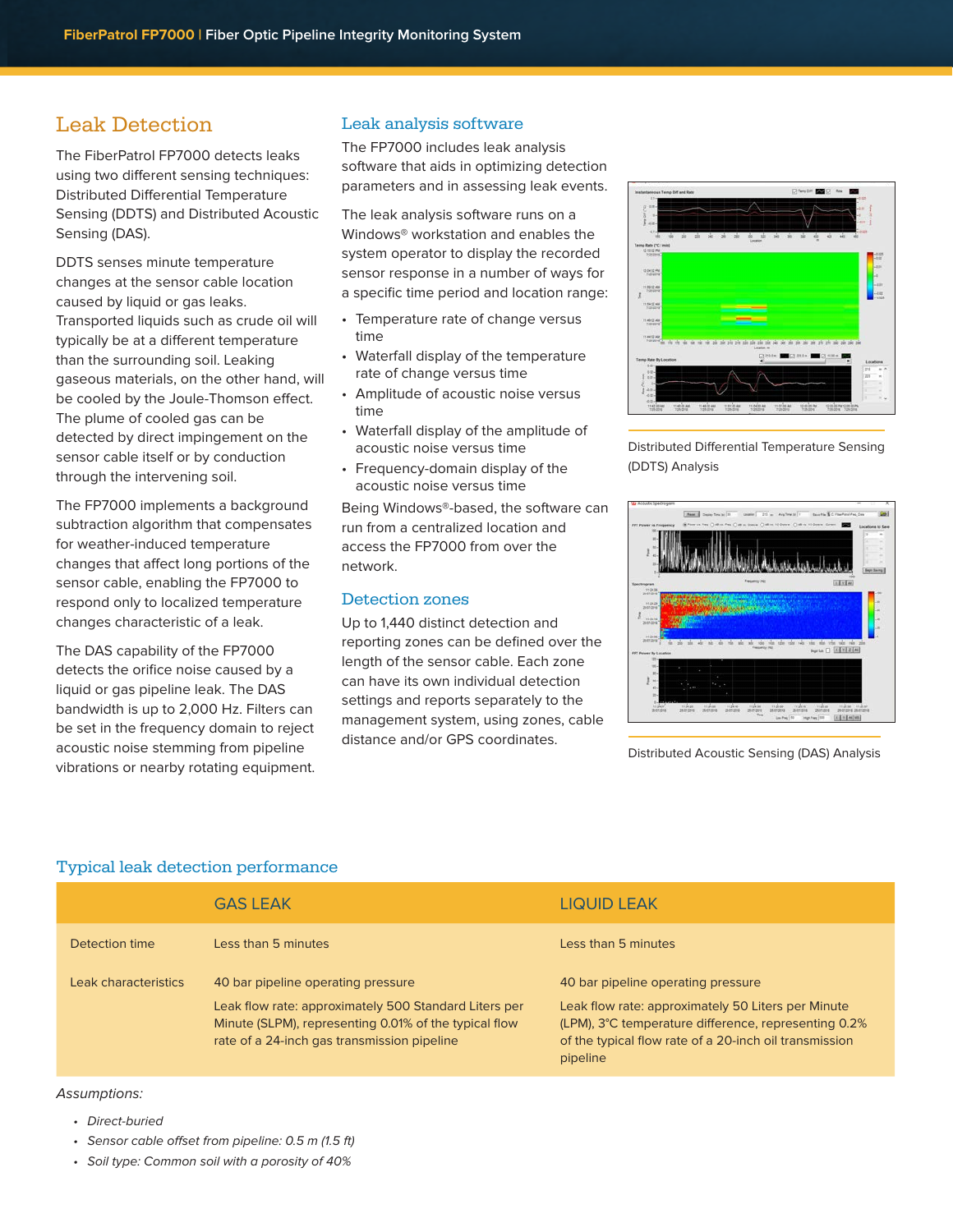## Leak Detection

The FiberPatrol FP7000 detects leaks using two different sensing techniques: Distributed Differential Temperature Sensing (DDTS) and Distributed Acoustic Sensing (DAS).

DDTS senses minute temperature changes at the sensor cable location caused by liquid or gas leaks. Transported liquids such as crude oil will typically be at a different temperature than the surrounding soil. Leaking gaseous materials, on the other hand, will be cooled by the Joule-Thomson effect. The plume of cooled gas can be detected by direct impingement on the sensor cable itself or by conduction through the intervening soil.

The FP7000 implements a background subtraction algorithm that compensates for weather-induced temperature changes that affect long portions of the sensor cable, enabling the FP7000 to respond only to localized temperature changes characteristic of a leak.

The DAS capability of the FP7000 detects the orifice noise caused by a liquid or gas pipeline leak. The DAS bandwidth is up to 2,000 Hz. Filters can be set in the frequency domain to reject acoustic noise stemming from pipeline vibrations or nearby rotating equipment.

### Leak analysis software

The FP7000 includes leak analysis software that aids in optimizing detection parameters and in assessing leak events.

The leak analysis software runs on a Windows® workstation and enables the system operator to display the recorded sensor response in a number of ways for a specific time period and location range:

- Temperature rate of change versus time
- Waterfall display of the temperature rate of change versus time
- Amplitude of acoustic noise versus time
- Waterfall display of the amplitude of acoustic noise versus time
- Frequency-domain display of the acoustic noise versus time

Being Windows®-based, the software can run from a centralized location and access the FP7000 from over the network.

### Detection zones

Up to 1,440 distinct detection and reporting zones can be defined over the length of the sensor cable. Each zone can have its own individual detection settings and reports separately to the management system, using zones, cable distance and/or GPS coordinates.

Distributed Differential Temperature Sensing (DDTS) Analysis

Distributed Acoustic Sensing (DAS) Analysis

### Typical leak detection performance

| | GAS LEAK | LIQUID LEAK |
|---|---|---|
| Detection time | Less than 5 minutes | Less than 5 minutes |
| Leak characteristics | 40 bar pipeline operating pressure<br><br>Leak flow rate: approximately 500 Standard Liters per Minute (SLPM), representing 0.01% of the typical flow rate of a 24-inch gas transmission pipeline | 40 bar pipeline operating pressure<br><br>Leak flow rate: approximately 50 Liters per Minute (LPM), 3°C temperature difference, representing 0.2% of the typical flow rate of a 20-inch oil transmission pipeline |

*Assumptions:*

- *Direct-buried*
- *Sensor cable offset from pipeline: 0.5 m (1.5 ft)*
- *Soil type: Common soil with a porosity of 40%*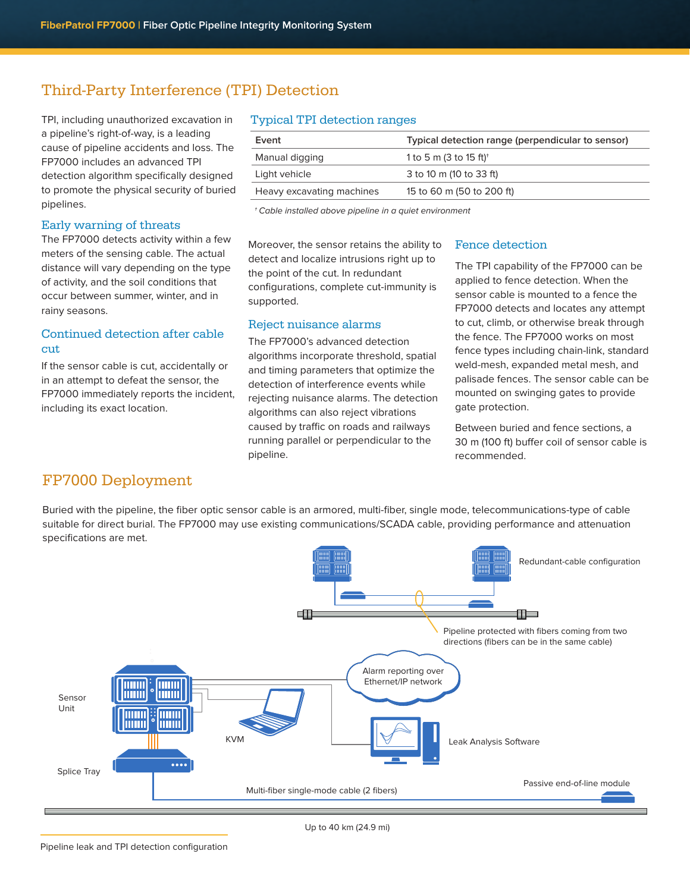## Third-Party Interference (TPI) Detection

TPI, including unauthorized excavation in a pipeline's right-of-way, is a leading cause of pipeline accidents and loss. The FP7000 includes an advanced TPI detection algorithm specifically designed to promote the physical security of buried pipelines.

### Early warning of threats

The FP7000 detects activity within a few meters of the sensing cable. The actual distance will vary depending on the type of activity, and the soil conditions that occur between summer, winter, and in rainy seasons.

### Continued detection after cable cut

If the sensor cable is cut, accidentally or in an attempt to defeat the sensor, the FP7000 immediately reports the incident, including its exact location.

### Typical TPI detection ranges

| Event | Typical detection range (perpendicular to sensor) |
|---|---|
| Manual digging | 1 to 5 m (3 to 15 ft)† |
| Light vehicle | 3 to 10 m (10 to 33 ft) |
| Heavy excavating machines | 15 to 60 m (50 to 200 ft) |

*† Cable installed above pipeline in a quiet environment*

Moreover, the sensor retains the ability to detect and localize intrusions right up to the point of the cut. In redundant configurations, complete cut-immunity is supported.

### Reject nuisance alarms

The FP7000's advanced detection algorithms incorporate threshold, spatial and timing parameters that optimize the detection of interference events while rejecting nuisance alarms. The detection algorithms can also reject vibrations caused by traffic on roads and railways running parallel or perpendicular to the pipeline.

### Fence detection

The TPI capability of the FP7000 can be applied to fence detection. When the sensor cable is mounted to a fence the FP7000 detects and locates any attempt to cut, climb, or otherwise break through the fence. The FP7000 works on most fence types including chain-link, standard weld-mesh, expanded metal mesh, and palisade fences. The sensor cable can be mounted on swinging gates to provide gate protection.

Between buried and fence sections, a 30 m (100 ft) buffer coil of sensor cable is recommended.

## FP7000 Deployment

Buried with the pipeline, the fiber optic sensor cable is an armored, multi-fiber, single mode, telecommunications-type of cable suitable for direct burial. The FP7000 may use existing communications/SCADA cable, providing performance and attenuation specifications are met.

Redundant-cable configuration

Pipeline protected with fibers coming from two directions (fibers can be in the same cable)

Sensor Unit

Alarm reporting over Ethernet/IP network

KVM

Leak Analysis Software

Splice Tray

Passive end-of-line module

Multi-fiber single-mode cable (2 fibers)

Up to 40 km (24.9 mi)

Pipeline leak and TPI detection configuration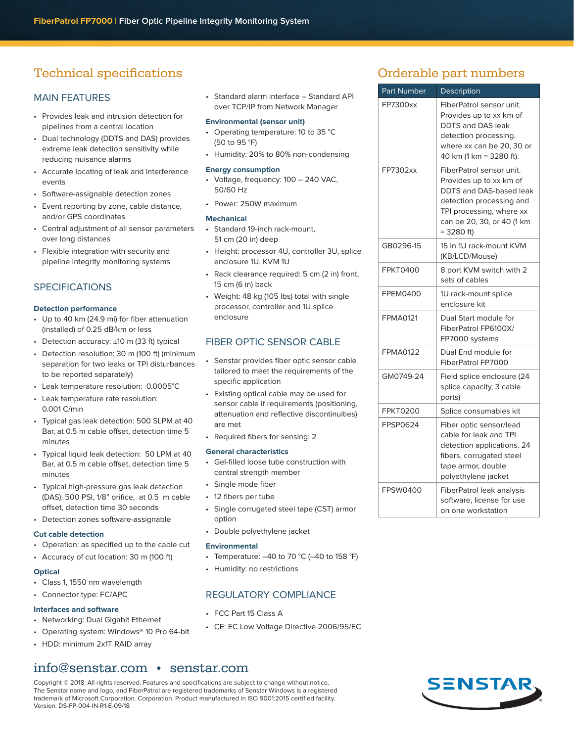# Technical specifications

## MAIN FEATURES

- Provides leak and intrusion detection for pipelines from a central location
- Dual technology (DDTS and DAS) provides extreme leak detection sensitivity while reducing nuisance alarms
- Accurate locating of leak and interference events
- Software-assignable detection zones
- Event reporting by zone, cable distance, and/or GPS coordinates
- Central adjustment of all sensor parameters over long distances
- Flexible integration with security and pipeline integrity monitoring systems

## SPECIFICATIONS

### Detection performance

- Up to 40 km (24.9 mi) for fiber attenuation (installed) of 0.25 dB/km or less
- Detection accuracy: ±10 m (33 ft) typical
- Detection resolution: 30 m (100 ft) (minimum separation for two leaks or TPI disturbances to be reported separately)
- Leak temperature resolution: 0.0005°C
- Leak temperature rate resolution: 0.001 C/min
- Typical gas leak detection: 500 SLPM at 40 Bar, at 0.5 m cable offset, detection time 5 minutes
- Typical liquid leak detection: 50 LPM at 40 Bar, at 0.5 m cable offset, detection time 5 minutes
- Typical high-pressure gas leak detection (DAS): 500 PSI, 1/8" orifice, at 0.5 m cable offset, detection time 30 seconds
- Detection zones software-assignable

### Cut cable detection

- Operation: as specified up to the cable cut
- Accuracy of cut location: 30 m (100 ft)

### Optical

- Class 1, 1550 nm wavelength
- Connector type: FC/APC

### Interfaces and software

- Networking: Dual Gigabit Ethernet
- Operating system: Windows® 10 Pro 64-bit
- HDD: minimum 2x1T RAID array
- Standard alarm interface – Standard API over TCP/IP from Network Manager

### Environmental (sensor unit)

- Operating temperature: 10 to 35 °C (50 to 95 °F)
- Humidity: 20% to 80% non-condensing

### Energy consumption

- Voltage, frequency: 100 – 240 VAC, 50/60 Hz
- Power: 250W maximum

### Mechanical

- Standard 19-inch rack-mount, 51 cm (20 in) deep
- Height: processor 4U, controller 3U, splice enclosure 1U, KVM 1U
- Rack clearance required: 5 cm (2 in) front, 15 cm (6 in) back
- Weight: 48 kg (105 lbs) total with single processor, controller and 1U splice enclosure

## FIBER OPTIC SENSOR CABLE

- Senstar provides fiber optic sensor cable tailored to meet the requirements of the specific application
- Existing optical cable may be used for sensor cable if requirements (positioning, attenuation and reflective discontinuities) are met
- Required fibers for sensing: 2

### General characteristics

- Gel-filled loose tube construction with central strength member
- Single mode fiber
- 12 fibers per tube
- Single corrugated steel tape (CST) armor option
- Double polyethylene jacket

### Environmental

- Temperature: –40 to 70 °C (–40 to 158 °F)
- Humidity: no restrictions

## REGULATORY COMPLIANCE

- FCC Part 15 Class A
- CE: EC Low Voltage Directive 2006/95/EC

# Orderable part numbers

| Part Number | Description |
|---|---|
| FP7300xx | FiberPatrol sensor unit. Provides up to xx km of DDTS and DAS leak detection processing, where xx can be 20, 30 or 40 km (1 km = 3280 ft). |
| FP7302xx | FiberPatrol sensor unit. Provides up to xx km of DDTS and DAS-based leak detection processing and TPI processing, where xx can be 20, 30, or 40 (1 km = 3280 ft) |
| GB0296-15 | 15 in 1U rack-mount KVM (KB/LCD/Mouse) |
| FPKT0400 | 8 port KVM switch with 2 sets of cables |
| FPEM0400 | 1U rack-mount splice enclosure kit |
| FPMA0121 | Dual Start module for FiberPatrol FP6100X/ FP7000 systems |
| FPMA0122 | Dual End module for FiberPatrol FP7000 |
| GM0749-24 | Field splice enclosure (24 splice capacity, 3 cable ports) |
| FPKT0200 | Splice consumables kit |
| FPSP0624 | Fiber optic sensor/lead cable for leak and TPI detection applications. 24 fibers, corrugated steel tape armor, double polyethylene jacket |
| FPSW0400 | FiberPatrol leak analysis software, license for use on one workstation |

info@senstar.com • senstar.com

Copyright © 2018. All rights reserved. Features and specifications are subject to change without notice. The Senstar name and logo, and FiberPatrol are registered trademarks of Senstar Windows is a registered trademark of Microsoft Corporation. Corporation. Product manufactured in ISO 9001:2015 certified facility. Version: DS-FP-004-IN-R1-E-09/18